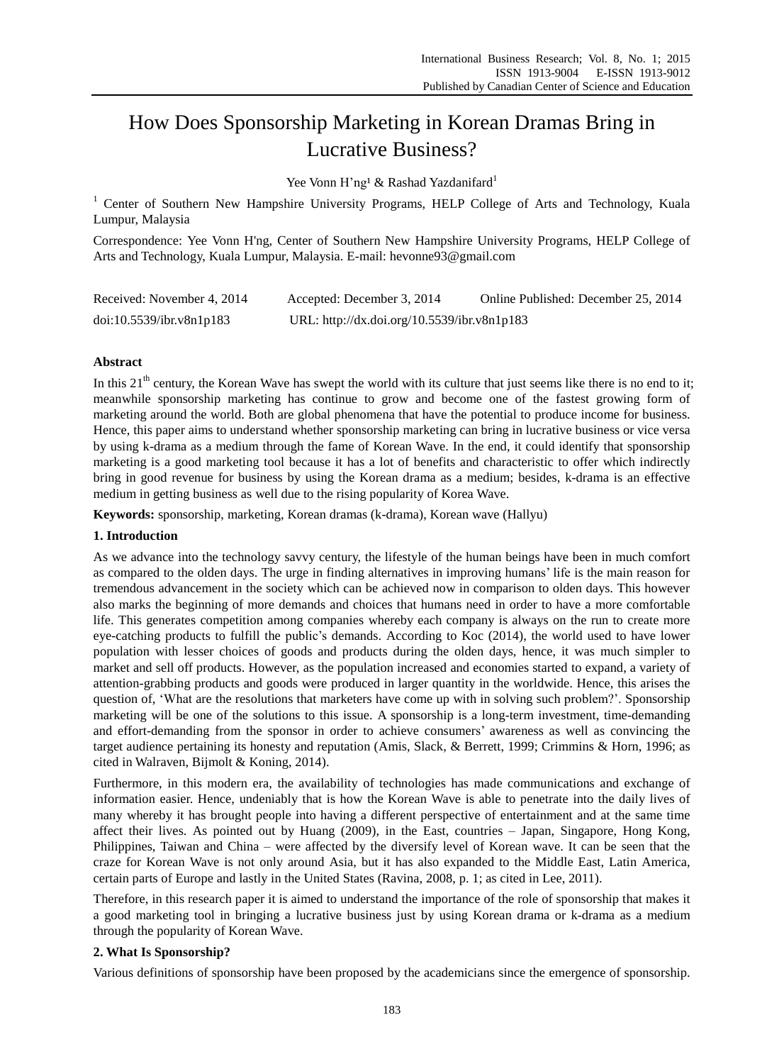# How Does Sponsorship Marketing in Korean Dramas Bring in Lucrative Business?

Yee Vonn H'ng[1] & Rashad Yazdanifard[1]

[1] Center of Southern New Hampshire University Programs, HELP College of Arts and Technology, Kuala Lumpur, Malaysia

Correspondence: Yee Vonn H'ng, Center of Southern New Hampshire University Programs, HELP College of Arts and Technology, Kuala Lumpur, Malaysia. E-mail: hevonne93@gmail.com

Received: November 4, 2014  Accepted: December 3, 2014  Online Published: December 25, 2014

doi:10.5539/ibr.v8n1p183  URL: http://dx.doi.org/10.5539/ibr.v8n1p183

## Abstract

In this 21th century, the Korean Wave has swept the world with its culture that just seems like there is no end to it; meanwhile sponsorship marketing has continue to grow and become one of the fastest growing form of marketing around the world. Both are global phenomena that have the potential to produce income for business. Hence, this paper aims to understand whether sponsorship marketing can bring in lucrative business or vice versa by using k-drama as a medium through the fame of Korean Wave. In the end, it could identify that sponsorship marketing is a good marketing tool because it has a lot of benefits and characteristic to offer which indirectly bring in good revenue for business by using the Korean drama as a medium; besides, k-drama is an effective medium in getting business as well due to the rising popularity of Korea Wave.

**Keywords:** sponsorship, marketing, Korean dramas (k-drama), Korean wave (Hallyu)

## 1. Introduction

As we advance into the technology savvy century, the lifestyle of the human beings have been in much comfort as compared to the olden days. The urge in finding alternatives in improving humans' life is the main reason for tremendous advancement in the society which can be achieved now in comparison to olden days. This however also marks the beginning of more demands and choices that humans need in order to have a more comfortable life. This generates competition among companies whereby each company is always on the run to create more eye-catching products to fulfill the public's demands. According to Koc (2014), the world used to have lower population with lesser choices of goods and products during the olden days, hence, it was much simpler to market and sell off products. However, as the population increased and economies started to expand, a variety of attention-grabbing products and goods were produced in larger quantity in the worldwide. Hence, this arises the question of, 'What are the resolutions that marketers have come up with in solving such problem?'. Sponsorship marketing will be one of the solutions to this issue. A sponsorship is a long-term investment, time-demanding and effort-demanding from the sponsor in order to achieve consumers' awareness as well as convincing the target audience pertaining its honesty and reputation (Amis, Slack, & Berrett, 1999; Crimmins & Horn, 1996; as cited in Walraven, Bijmolt & Koning, 2014).

Furthermore, in this modern era, the availability of technologies has made communications and exchange of information easier. Hence, undeniably that is how the Korean Wave is able to penetrate into the daily lives of many whereby it has brought people into having a different perspective of entertainment and at the same time affect their lives. As pointed out by Huang (2009), in the East, countries – Japan, Singapore, Hong Kong, Philippines, Taiwan and China – were affected by the diversify level of Korean wave. It can be seen that the craze for Korean Wave is not only around Asia, but it has also expanded to the Middle East, Latin America, certain parts of Europe and lastly in the United States (Ravina, 2008, p. 1; as cited in Lee, 2011).

Therefore, in this research paper it is aimed to understand the importance of the role of sponsorship that makes it a good marketing tool in bringing a lucrative business just by using Korean drama or k-drama as a medium through the popularity of Korean Wave.

## 2. What Is Sponsorship?

Various definitions of sponsorship have been proposed by the academicians since the emergence of sponsorship.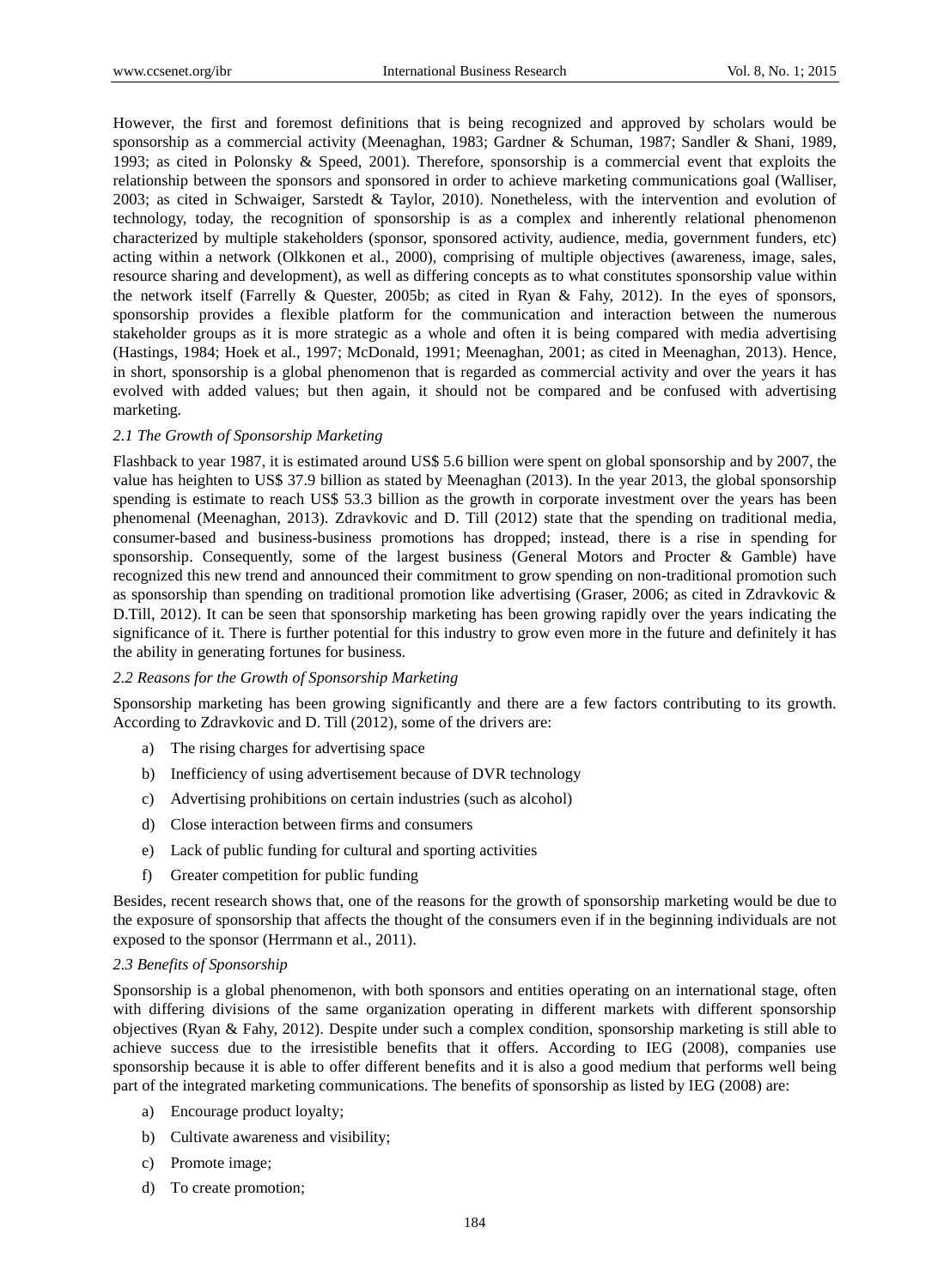However, the first and foremost definitions that is being recognized and approved by scholars would be sponsorship as a commercial activity (Meenaghan, 1983; Gardner & Schuman, 1987; Sandler & Shani, 1989, 1993; as cited in Polonsky & Speed, 2001). Therefore, sponsorship is a commercial event that exploits the relationship between the sponsors and sponsored in order to achieve marketing communications goal (Walliser, 2003; as cited in Schwaiger, Sarstedt & Taylor, 2010). Nonetheless, with the intervention and evolution of technology, today, the recognition of sponsorship is as a complex and inherently relational phenomenon characterized by multiple stakeholders (sponsor, sponsored activity, audience, media, government funders, etc) acting within a network (Olkkonen et al., 2000), comprising of multiple objectives (awareness, image, sales, resource sharing and development), as well as differing concepts as to what constitutes sponsorship value within the network itself (Farrelly & Quester, 2005b; as cited in Ryan & Fahy, 2012). In the eyes of sponsors, sponsorship provides a flexible platform for the communication and interaction between the numerous stakeholder groups as it is more strategic as a whole and often it is being compared with media advertising (Hastings, 1984; Hoek et al., 1997; McDonald, 1991; Meenaghan, 2001; as cited in Meenaghan, 2013). Hence, in short, sponsorship is a global phenomenon that is regarded as commercial activity and over the years it has evolved with added values; but then again, it should not be compared and be confused with advertising marketing.

### *2.1 The Growth of Sponsorship Marketing*

Flashback to year 1987, it is estimated around US$ 5.6 billion were spent on global sponsorship and by 2007, the value has heighten to US$ 37.9 billion as stated by Meenaghan (2013). In the year 2013, the global sponsorship spending is estimate to reach US$ 53.3 billion as the growth in corporate investment over the years has been phenomenal (Meenaghan, 2013). Zdravkovic and D. Till (2012) state that the spending on traditional media, consumer-based and business-business promotions has dropped; instead, there is a rise in spending for sponsorship. Consequently, some of the largest business (General Motors and Procter & Gamble) have recognized this new trend and announced their commitment to grow spending on non-traditional promotion such as sponsorship than spending on traditional promotion like advertising (Graser, 2006; as cited in Zdravkovic & D.Till, 2012). It can be seen that sponsorship marketing has been growing rapidly over the years indicating the significance of it. There is further potential for this industry to grow even more in the future and definitely it has the ability in generating fortunes for business.

### *2.2 Reasons for the Growth of Sponsorship Marketing*

Sponsorship marketing has been growing significantly and there are a few factors contributing to its growth. According to Zdravkovic and D. Till (2012), some of the drivers are:

a) The rising charges for advertising space

b) Inefficiency of using advertisement because of DVR technology

c) Advertising prohibitions on certain industries (such as alcohol)

d) Close interaction between firms and consumers

e) Lack of public funding for cultural and sporting activities

f) Greater competition for public funding

Besides, recent research shows that, one of the reasons for the growth of sponsorship marketing would be due to the exposure of sponsorship that affects the thought of the consumers even if in the beginning individuals are not exposed to the sponsor (Herrmann et al., 2011).

### *2.3 Benefits of Sponsorship*

Sponsorship is a global phenomenon, with both sponsors and entities operating on an international stage, often with differing divisions of the same organization operating in different markets with different sponsorship objectives (Ryan & Fahy, 2012). Despite under such a complex condition, sponsorship marketing is still able to achieve success due to the irresistible benefits that it offers. According to IEG (2008), companies use sponsorship because it is able to offer different benefits and it is also a good medium that performs well being part of the integrated marketing communications. The benefits of sponsorship as listed by IEG (2008) are:

a) Encourage product loyalty;

b) Cultivate awareness and visibility;

c) Promote image;

d) To create promotion;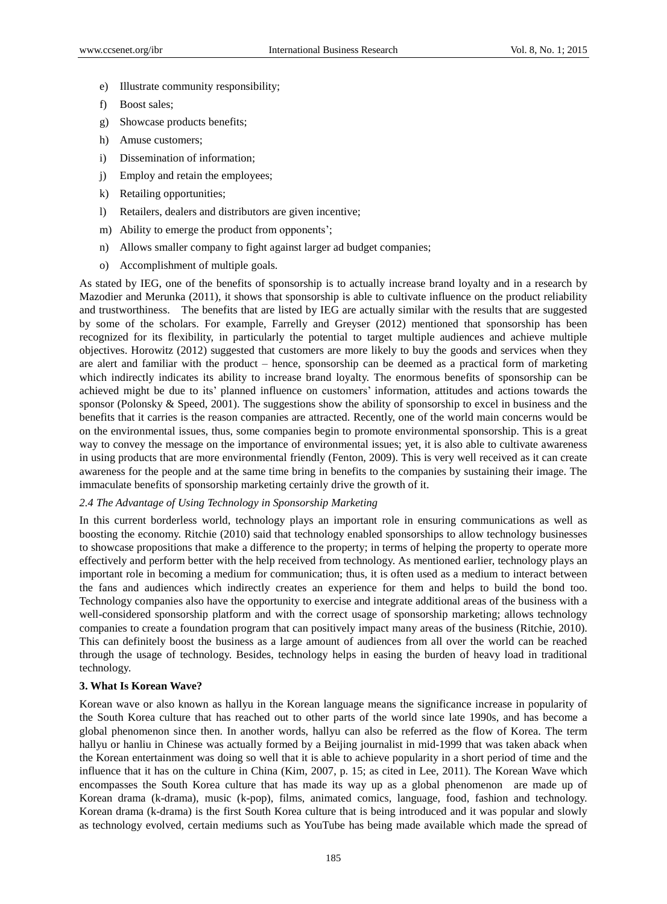e) Illustrate community responsibility;
f) Boost sales;
g) Showcase products benefits;
h) Amuse customers;
i) Dissemination of information;
j) Employ and retain the employees;
k) Retailing opportunities;
l) Retailers, dealers and distributors are given incentive;
m) Ability to emerge the product from opponents';
n) Allows smaller company to fight against larger ad budget companies;
o) Accomplishment of multiple goals.

As stated by IEG, one of the benefits of sponsorship is to actually increase brand loyalty and in a research by Mazodier and Merunka (2011), it shows that sponsorship is able to cultivate influence on the product reliability and trustworthiness. The benefits that are listed by IEG are actually similar with the results that are suggested by some of the scholars. For example, Farrelly and Greyser (2012) mentioned that sponsorship has been recognized for its flexibility, in particularly the potential to target multiple audiences and achieve multiple objectives. Horowitz (2012) suggested that customers are more likely to buy the goods and services when they are alert and familiar with the product – hence, sponsorship can be deemed as a practical form of marketing which indirectly indicates its ability to increase brand loyalty. The enormous benefits of sponsorship can be achieved might be due to its' planned influence on customers' information, attitudes and actions towards the sponsor (Polonsky & Speed, 2001). The suggestions show the ability of sponsorship to excel in business and the benefits that it carries is the reason companies are attracted. Recently, one of the world main concerns would be on the environmental issues, thus, some companies begin to promote environmental sponsorship. This is a great way to convey the message on the importance of environmental issues; yet, it is also able to cultivate awareness in using products that are more environmental friendly (Fenton, 2009). This is very well received as it can create awareness for the people and at the same time bring in benefits to the companies by sustaining their image. The immaculate benefits of sponsorship marketing certainly drive the growth of it.

### *2.4 The Advantage of Using Technology in Sponsorship Marketing*

In this current borderless world, technology plays an important role in ensuring communications as well as boosting the economy. Ritchie (2010) said that technology enabled sponsorships to allow technology businesses to showcase propositions that make a difference to the property; in terms of helping the property to operate more effectively and perform better with the help received from technology. As mentioned earlier, technology plays an important role in becoming a medium for communication; thus, it is often used as a medium to interact between the fans and audiences which indirectly creates an experience for them and helps to build the bond too. Technology companies also have the opportunity to exercise and integrate additional areas of the business with a well-considered sponsorship platform and with the correct usage of sponsorship marketing; allows technology companies to create a foundation program that can positively impact many areas of the business (Ritchie, 2010). This can definitely boost the business as a large amount of audiences from all over the world can be reached through the usage of technology. Besides, technology helps in easing the burden of heavy load in traditional technology.

## **3. What Is Korean Wave?**

Korean wave or also known as hallyu in the Korean language means the significance increase in popularity of the South Korea culture that has reached out to other parts of the world since late 1990s, and has become a global phenomenon since then. In another words, hallyu can also be referred as the flow of Korea. The term hallyu or hanliu in Chinese was actually formed by a Beijing journalist in mid-1999 that was taken aback when the Korean entertainment was doing so well that it is able to achieve popularity in a short period of time and the influence that it has on the culture in China (Kim, 2007, p. 15; as cited in Lee, 2011). The Korean Wave which encompasses the South Korea culture that has made its way up as a global phenomenon are made up of Korean drama (k-drama), music (k-pop), films, animated comics, language, food, fashion and technology. Korean drama (k-drama) is the first South Korea culture that is being introduced and it was popular and slowly as technology evolved, certain mediums such as YouTube has being made available which made the spread of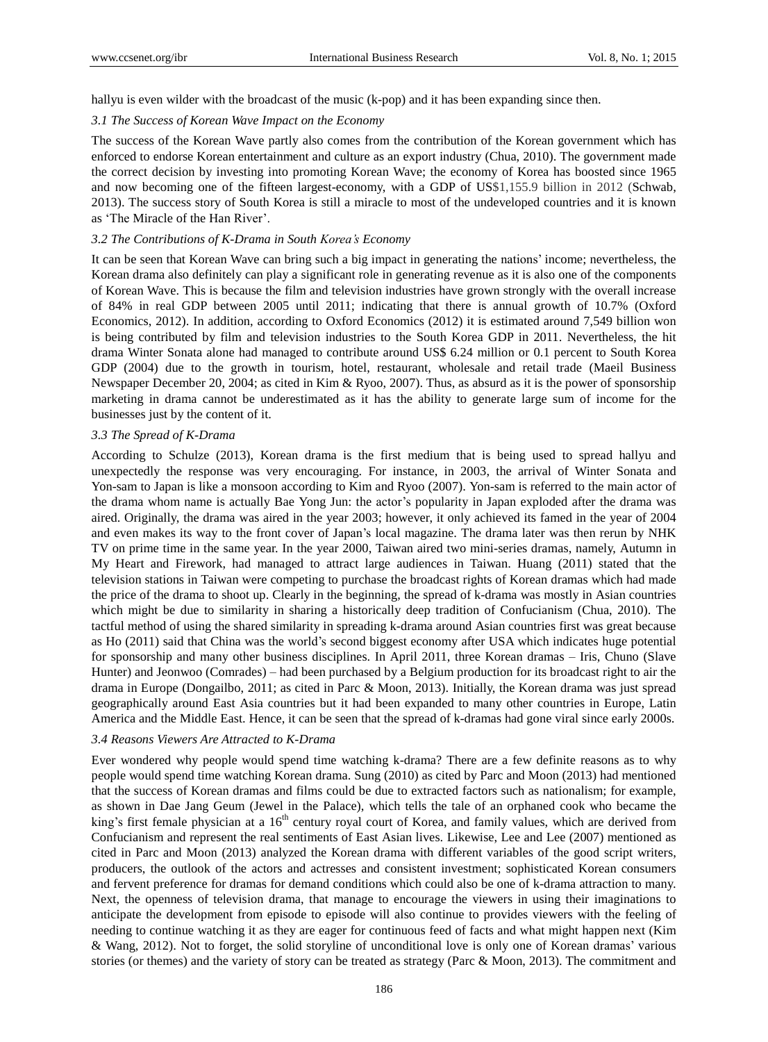hallyu is even wilder with the broadcast of the music (k-pop) and it has been expanding since then.

### *3.1 The Success of Korean Wave Impact on the Economy*

The success of the Korean Wave partly also comes from the contribution of the Korean government which has enforced to endorse Korean entertainment and culture as an export industry (Chua, 2010). The government made the correct decision by investing into promoting Korean Wave; the economy of Korea has boosted since 1965 and now becoming one of the fifteen largest-economy, with a GDP of US$1,155.9 billion in 2012 (Schwab, 2013). The success story of South Korea is still a miracle to most of the undeveloped countries and it is known as 'The Miracle of the Han River'.

### *3.2 The Contributions of K-Drama in South Korea's Economy*

It can be seen that Korean Wave can bring such a big impact in generating the nations' income; nevertheless, the Korean drama also definitely can play a significant role in generating revenue as it is also one of the components of Korean Wave. This is because the film and television industries have grown strongly with the overall increase of 84% in real GDP between 2005 until 2011; indicating that there is annual growth of 10.7% (Oxford Economics, 2012). In addition, according to Oxford Economics (2012) it is estimated around 7,549 billion won is being contributed by film and television industries to the South Korea GDP in 2011. Nevertheless, the hit drama Winter Sonata alone had managed to contribute around US$ 6.24 million or 0.1 percent to South Korea GDP (2004) due to the growth in tourism, hotel, restaurant, wholesale and retail trade (Maeil Business Newspaper December 20, 2004; as cited in Kim & Ryoo, 2007). Thus, as absurd as it is the power of sponsorship marketing in drama cannot be underestimated as it has the ability to generate large sum of income for the businesses just by the content of it.

### *3.3 The Spread of K-Drama*

According to Schulze (2013), Korean drama is the first medium that is being used to spread hallyu and unexpectedly the response was very encouraging. For instance, in 2003, the arrival of Winter Sonata and Yon-sam to Japan is like a monsoon according to Kim and Ryoo (2007). Yon-sam is referred to the main actor of the drama whom name is actually Bae Yong Jun: the actor's popularity in Japan exploded after the drama was aired. Originally, the drama was aired in the year 2003; however, it only achieved its famed in the year of 2004 and even makes its way to the front cover of Japan's local magazine. The drama later was then rerun by NHK TV on prime time in the same year. In the year 2000, Taiwan aired two mini-series dramas, namely, Autumn in My Heart and Firework, had managed to attract large audiences in Taiwan. Huang (2011) stated that the television stations in Taiwan were competing to purchase the broadcast rights of Korean dramas which had made the price of the drama to shoot up. Clearly in the beginning, the spread of k-drama was mostly in Asian countries which might be due to similarity in sharing a historically deep tradition of Confucianism (Chua, 2010). The tactful method of using the shared similarity in spreading k-drama around Asian countries first was great because as Ho (2011) said that China was the world's second biggest economy after USA which indicates huge potential for sponsorship and many other business disciplines. In April 2011, three Korean dramas – Iris, Chuno (Slave Hunter) and Jeonwoo (Comrades) – had been purchased by a Belgium production for its broadcast right to air the drama in Europe (Dongailbo, 2011; as cited in Parc & Moon, 2013). Initially, the Korean drama was just spread geographically around East Asia countries but it had been expanded to many other countries in Europe, Latin America and the Middle East. Hence, it can be seen that the spread of k-dramas had gone viral since early 2000s.

### *3.4 Reasons Viewers Are Attracted to K-Drama*

Ever wondered why people would spend time watching k-drama? There are a few definite reasons as to why people would spend time watching Korean drama. Sung (2010) as cited by Parc and Moon (2013) had mentioned that the success of Korean dramas and films could be due to extracted factors such as nationalism; for example, as shown in Dae Jang Geum (Jewel in the Palace), which tells the tale of an orphaned cook who became the king's first female physician at a 16th century royal court of Korea, and family values, which are derived from Confucianism and represent the real sentiments of East Asian lives. Likewise, Lee and Lee (2007) mentioned as cited in Parc and Moon (2013) analyzed the Korean drama with different variables of the good script writers, producers, the outlook of the actors and actresses and consistent investment; sophisticated Korean consumers and fervent preference for dramas for demand conditions which could also be one of k-drama attraction to many. Next, the openness of television drama, that manage to encourage the viewers in using their imaginations to anticipate the development from episode to episode will also continue to provides viewers with the feeling of needing to continue watching it as they are eager for continuous feed of facts and what might happen next (Kim & Wang, 2012). Not to forget, the solid storyline of unconditional love is only one of Korean dramas' various stories (or themes) and the variety of story can be treated as strategy (Parc & Moon, 2013). The commitment and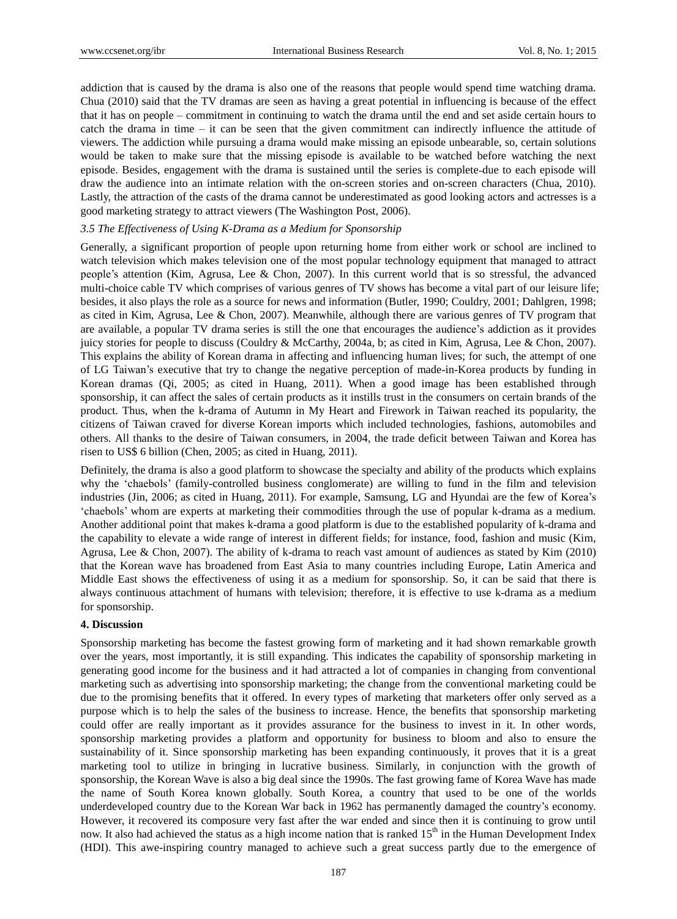addiction that is caused by the drama is also one of the reasons that people would spend time watching drama. Chua (2010) said that the TV dramas are seen as having a great potential in influencing is because of the effect that it has on people – commitment in continuing to watch the drama until the end and set aside certain hours to catch the drama in time – it can be seen that the given commitment can indirectly influence the attitude of viewers. The addiction while pursuing a drama would make missing an episode unbearable, so, certain solutions would be taken to make sure that the missing episode is available to be watched before watching the next episode. Besides, engagement with the drama is sustained until the series is complete due to each episode will draw the audience into an intimate relation with the on-screen stories and on-screen characters (Chua, 2010). Lastly, the attraction of the casts of the drama cannot be underestimated as good looking actors and actresses is a good marketing strategy to attract viewers (The Washington Post, 2006).

### *3.5 The Effectiveness of Using K-Drama as a Medium for Sponsorship*

Generally, a significant proportion of people upon returning home from either work or school are inclined to watch television which makes television one of the most popular technology equipment that managed to attract people's attention (Kim, Agrusa, Lee & Chon, 2007). In this current world that is so stressful, the advanced multi-choice cable TV which comprises of various genres of TV shows has become a vital part of our leisure life; besides, it also plays the role as a source for news and information (Butler, 1990; Couldry, 2001; Dahlgren, 1998; as cited in Kim, Agrusa, Lee & Chon, 2007). Meanwhile, although there are various genres of TV program that are available, a popular TV drama series is still the one that encourages the audience's addiction as it provides juicy stories for people to discuss (Couldry & McCarthy, 2004a, b; as cited in Kim, Agrusa, Lee & Chon, 2007). This explains the ability of Korean drama in affecting and influencing human lives; for such, the attempt of one of LG Taiwan's executive that try to change the negative perception of made-in-Korea products by funding in Korean dramas (Qi, 2005; as cited in Huang, 2011). When a good image has been established through sponsorship, it can affect the sales of certain products as it instills trust in the consumers on certain brands of the product. Thus, when the k-drama of Autumn in My Heart and Firework in Taiwan reached its popularity, the citizens of Taiwan craved for diverse Korean imports which included technologies, fashions, automobiles and others. All thanks to the desire of Taiwan consumers, in 2004, the trade deficit between Taiwan and Korea has risen to US$ 6 billion (Chen, 2005; as cited in Huang, 2011).

Definitely, the drama is also a good platform to showcase the specialty and ability of the products which explains why the 'chaebols' (family-controlled business conglomerate) are willing to fund in the film and television industries (Jin, 2006; as cited in Huang, 2011). For example, Samsung, LG and Hyundai are the few of Korea's 'chaebols' whom are experts at marketing their commodities through the use of popular k-drama as a medium. Another additional point that makes k-drama a good platform is due to the established popularity of k-drama and the capability to elevate a wide range of interest in different fields; for instance, food, fashion and music (Kim, Agrusa, Lee & Chon, 2007). The ability of k-drama to reach vast amount of audiences as stated by Kim (2010) that the Korean wave has broadened from East Asia to many countries including Europe, Latin America and Middle East shows the effectiveness of using it as a medium for sponsorship. So, it can be said that there is always continuous attachment of humans with television; therefore, it is effective to use k-drama as a medium for sponsorship.

## 4. Discussion

Sponsorship marketing has become the fastest growing form of marketing and it had shown remarkable growth over the years, most importantly, it is still expanding. This indicates the capability of sponsorship marketing in generating good income for the business and it had attracted a lot of companies in changing from conventional marketing such as advertising into sponsorship marketing; the change from the conventional marketing could be due to the promising benefits that it offered. In every types of marketing that marketers offer only served as a purpose which is to help the sales of the business to increase. Hence, the benefits that sponsorship marketing could offer are really important as it provides assurance for the business to invest in it. In other words, sponsorship marketing provides a platform and opportunity for business to bloom and also to ensure the sustainability of it. Since sponsorship marketing has been expanding continuously, it proves that it is a great marketing tool to utilize in bringing in lucrative business. Similarly, in conjunction with the growth of sponsorship, the Korean Wave is also a big deal since the 1990s. The fast growing fame of Korea Wave has made the name of South Korea known globally. South Korea, a country that used to be one of the worlds underdeveloped country due to the Korean War back in 1962 has permanently damaged the country's economy. However, it recovered its composure very fast after the war ended and since then it is continuing to grow until now. It also had achieved the status as a high income nation that is ranked 15th in the Human Development Index (HDI). This awe-inspiring country managed to achieve such a great success partly due to the emergence of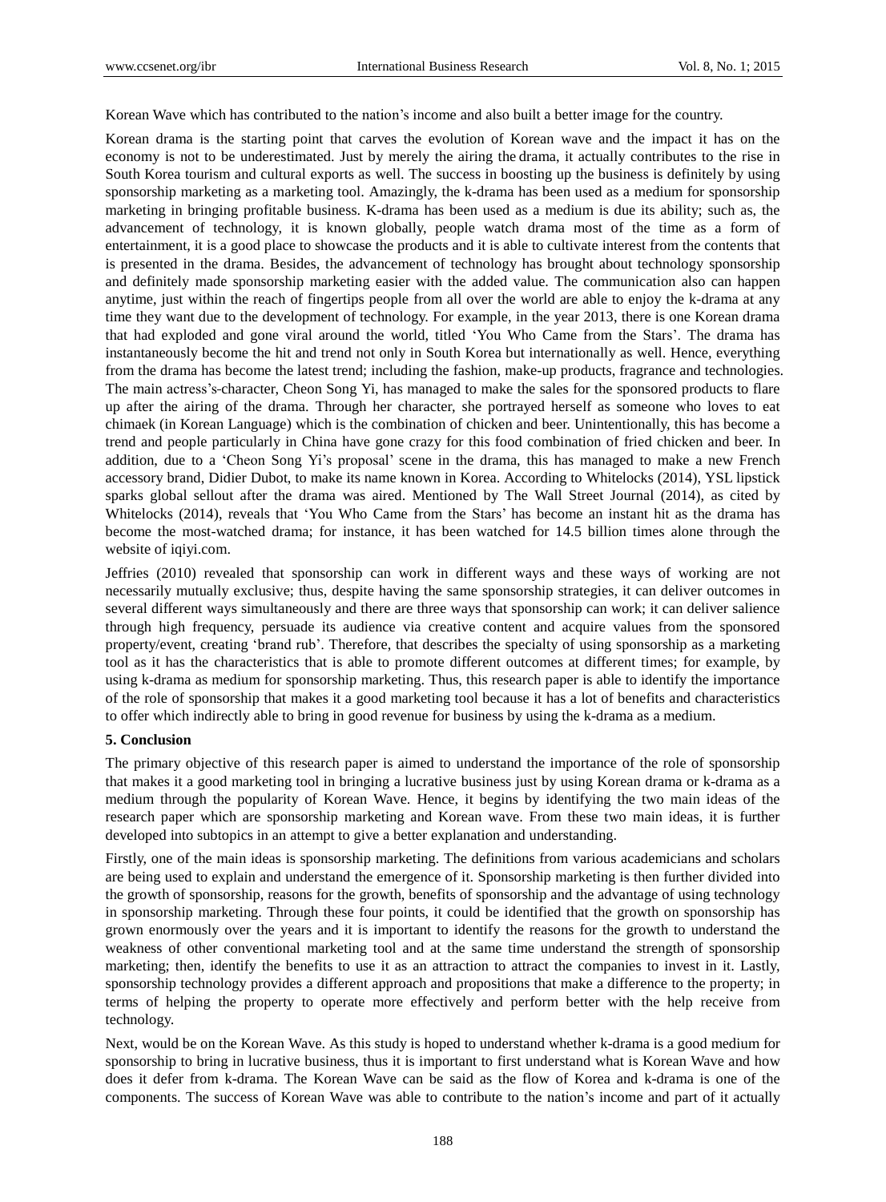Korean Wave which has contributed to the nation's income and also built a better image for the country.

Korean drama is the starting point that carves the evolution of Korean wave and the impact it has on the economy is not to be underestimated. Just by merely the airing the drama, it actually contributes to the rise in South Korea tourism and cultural exports as well. The success in boosting up the business is definitely by using sponsorship marketing as a marketing tool. Amazingly, the k-drama has been used as a medium for sponsorship marketing in bringing profitable business. K-drama has been used as a medium is due its ability; such as, the advancement of technology, it is known globally, people watch drama most of the time as a form of entertainment, it is a good place to showcase the products and it is able to cultivate interest from the contents that is presented in the drama. Besides, the advancement of technology has brought about technology sponsorship and definitely made sponsorship marketing easier with the added value. The communication also can happen anytime, just within the reach of fingertips people from all over the world are able to enjoy the k-drama at any time they want due to the development of technology. For example, in the year 2013, there is one Korean drama that had exploded and gone viral around the world, titled 'You Who Came from the Stars'. The drama has instantaneously become the hit and trend not only in South Korea but internationally as well. Hence, everything from the drama has become the latest trend; including the fashion, make-up products, fragrance and technologies. The main actress's character, Cheon Song Yi, has managed to make the sales for the sponsored products to flare up after the airing of the drama. Through her character, she portrayed herself as someone who loves to eat chimaek (in Korean Language) which is the combination of chicken and beer. Unintentionally, this has become a trend and people particularly in China have gone crazy for this food combination of fried chicken and beer. In addition, due to a 'Cheon Song Yi's proposal' scene in the drama, this has managed to make a new French accessory brand, Didier Dubot, to make its name known in Korea. According to Whitelocks (2014), YSL lipstick sparks global sellout after the drama was aired. Mentioned by The Wall Street Journal (2014), as cited by Whitelocks (2014), reveals that 'You Who Came from the Stars' has become an instant hit as the drama has become the most-watched drama; for instance, it has been watched for 14.5 billion times alone through the website of iqiyi.com.

Jeffries (2010) revealed that sponsorship can work in different ways and these ways of working are not necessarily mutually exclusive; thus, despite having the same sponsorship strategies, it can deliver outcomes in several different ways simultaneously and there are three ways that sponsorship can work; it can deliver salience through high frequency, persuade its audience via creative content and acquire values from the sponsored property/event, creating 'brand rub'. Therefore, that describes the specialty of using sponsorship as a marketing tool as it has the characteristics that is able to promote different outcomes at different times; for example, by using k-drama as medium for sponsorship marketing. Thus, this research paper is able to identify the importance of the role of sponsorship that makes it a good marketing tool because it has a lot of benefits and characteristics to offer which indirectly able to bring in good revenue for business by using the k-drama as a medium.

## 5. Conclusion

The primary objective of this research paper is aimed to understand the importance of the role of sponsorship that makes it a good marketing tool in bringing a lucrative business just by using Korean drama or k-drama as a medium through the popularity of Korean Wave. Hence, it begins by identifying the two main ideas of the research paper which are sponsorship marketing and Korean wave. From these two main ideas, it is further developed into subtopics in an attempt to give a better explanation and understanding.

Firstly, one of the main ideas is sponsorship marketing. The definitions from various academicians and scholars are being used to explain and understand the emergence of it. Sponsorship marketing is then further divided into the growth of sponsorship, reasons for the growth, benefits of sponsorship and the advantage of using technology in sponsorship marketing. Through these four points, it could be identified that the growth on sponsorship has grown enormously over the years and it is important to identify the reasons for the growth to understand the weakness of other conventional marketing tool and at the same time understand the strength of sponsorship marketing; then, identify the benefits to use it as an attraction to attract the companies to invest in it. Lastly, sponsorship technology provides a different approach and propositions that make a difference to the property; in terms of helping the property to operate more effectively and perform better with the help receive from technology.

Next, would be on the Korean Wave. As this study is hoped to understand whether k-drama is a good medium for sponsorship to bring in lucrative business, thus it is important to first understand what is Korean Wave and how does it defer from k-drama. The Korean Wave can be said as the flow of Korea and k-drama is one of the components. The success of Korean Wave was able to contribute to the nation's income and part of it actually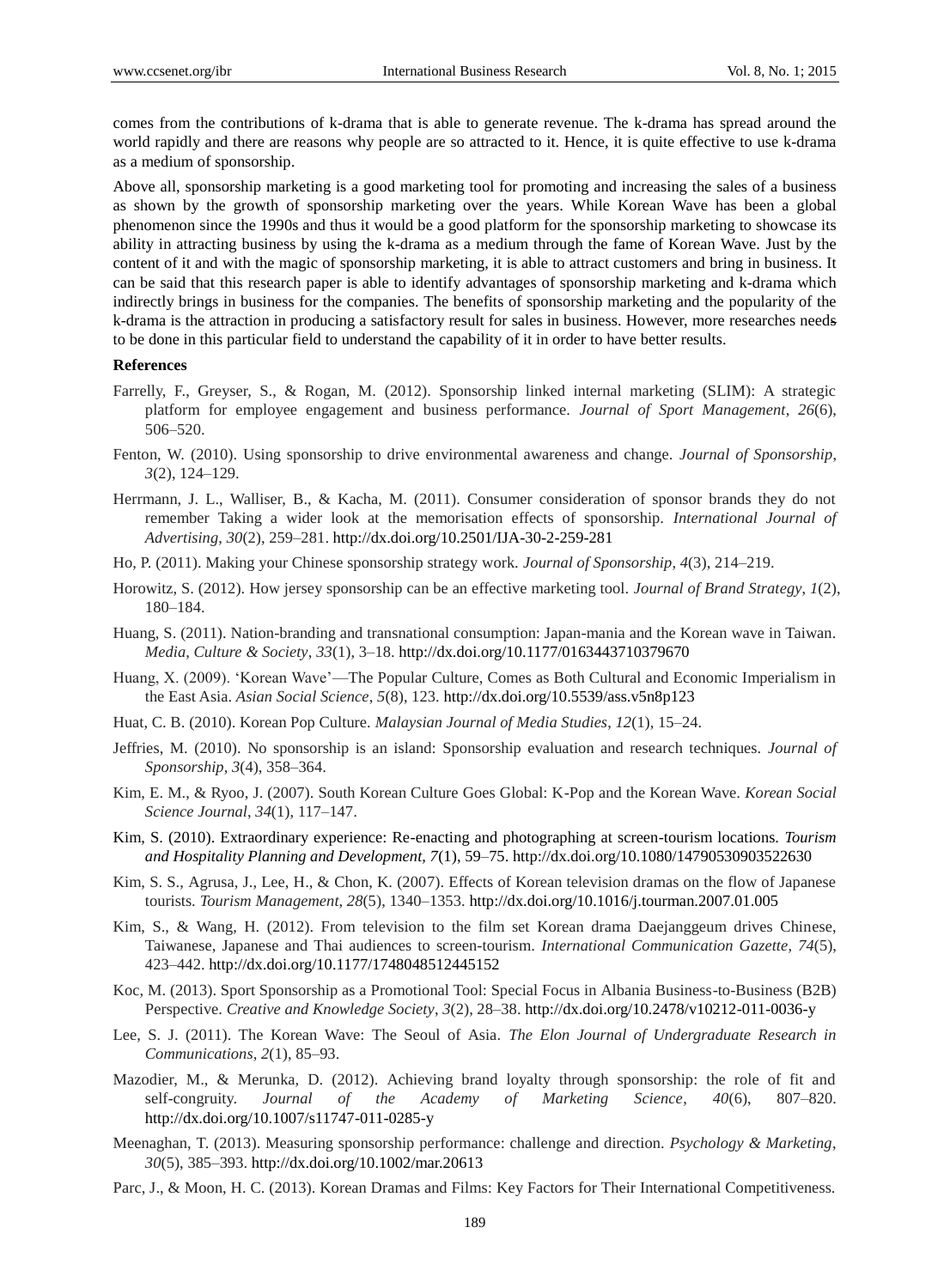comes from the contributions of k-drama that is able to generate revenue. The k-drama has spread around the world rapidly and there are reasons why people are so attracted to it. Hence, it is quite effective to use k-drama as a medium of sponsorship.

Above all, sponsorship marketing is a good marketing tool for promoting and increasing the sales of a business as shown by the growth of sponsorship marketing over the years. While Korean Wave has been a global phenomenon since the 1990s and thus it would be a good platform for the sponsorship marketing to showcase its ability in attracting business by using the k-drama as a medium through the fame of Korean Wave. Just by the content of it and with the magic of sponsorship marketing, it is able to attract customers and bring in business. It can be said that this research paper is able to identify advantages of sponsorship marketing and k-drama which indirectly brings in business for the companies. The benefits of sponsorship marketing and the popularity of the k-drama is the attraction in producing a satisfactory result for sales in business. However, more researches needs to be done in this particular field to understand the capability of it in order to have better results.

## References

Farrelly, F., Greyser, S., & Rogan, M. (2012). Sponsorship linked internal marketing (SLIM): A strategic platform for employee engagement and business performance. *Journal of Sport Management*, *26*(6), 506–520.

Fenton, W. (2010). Using sponsorship to drive environmental awareness and change. *Journal of Sponsorship*, *3*(2), 124–129.

Herrmann, J. L., Walliser, B., & Kacha, M. (2011). Consumer consideration of sponsor brands they do not remember Taking a wider look at the memorisation effects of sponsorship. *International Journal of Advertising*, *30*(2), 259–281. http://dx.doi.org/10.2501/IJA-30-2-259-281

Ho, P. (2011). Making your Chinese sponsorship strategy work. *Journal of Sponsorship*, *4*(3), 214–219.

Horowitz, S. (2012). How jersey sponsorship can be an effective marketing tool. *Journal of Brand Strategy*, *1*(2), 180–184.

Huang, S. (2011). Nation-branding and transnational consumption: Japan-mania and the Korean wave in Taiwan. *Media, Culture & Society*, *33*(1), 3–18. http://dx.doi.org/10.1177/0163443710379670

Huang, X. (2009). 'Korean Wave'—The Popular Culture, Comes as Both Cultural and Economic Imperialism in the East Asia. *Asian Social Science*, *5*(8), 123. http://dx.doi.org/10.5539/ass.v5n8p123

Huat, C. B. (2010). Korean Pop Culture. *Malaysian Journal of Media Studies*, *12*(1), 15–24.

Jeffries, M. (2010). No sponsorship is an island: Sponsorship evaluation and research techniques. *Journal of Sponsorship*, *3*(4), 358–364.

Kim, E. M., & Ryoo, J. (2007). South Korean Culture Goes Global: K-Pop and the Korean Wave. *Korean Social Science Journal*, *34*(1), 117–147.

Kim, S. (2010). Extraordinary experience: Re-enacting and photographing at screen-tourism locations. *Tourism and Hospitality Planning and Development*, *7*(1), 59–75. http://dx.doi.org/10.1080/14790530903522630

Kim, S. S., Agrusa, J., Lee, H., & Chon, K. (2007). Effects of Korean television dramas on the flow of Japanese tourists. *Tourism Management*, *28*(5), 1340–1353. http://dx.doi.org/10.1016/j.tourman.2007.01.005

Kim, S., & Wang, H. (2012). From television to the film set Korean drama Daejanggeum drives Chinese, Taiwanese, Japanese and Thai audiences to screen-tourism. *International Communication Gazette*, *74*(5), 423–442. http://dx.doi.org/10.1177/1748048512445152

Koc, M. (2013). Sport Sponsorship as a Promotional Tool: Special Focus in Albania Business-to-Business (B2B) Perspective. *Creative and Knowledge Society*, *3*(2), 28–38. http://dx.doi.org/10.2478/v10212-011-0036-y

Lee, S. J. (2011). The Korean Wave: The Seoul of Asia. *The Elon Journal of Undergraduate Research in Communications*, *2*(1), 85–93.

Mazodier, M., & Merunka, D. (2012). Achieving brand loyalty through sponsorship: the role of fit and self-congruity. *Journal of the Academy of Marketing Science*, *40*(6), 807–820. http://dx.doi.org/10.1007/s11747-011-0285-y

Meenaghan, T. (2013). Measuring sponsorship performance: challenge and direction. *Psychology & Marketing*, *30*(5), 385–393. http://dx.doi.org/10.1002/mar.20613

Parc, J., & Moon, H. C. (2013). Korean Dramas and Films: Key Factors for Their International Competitiveness.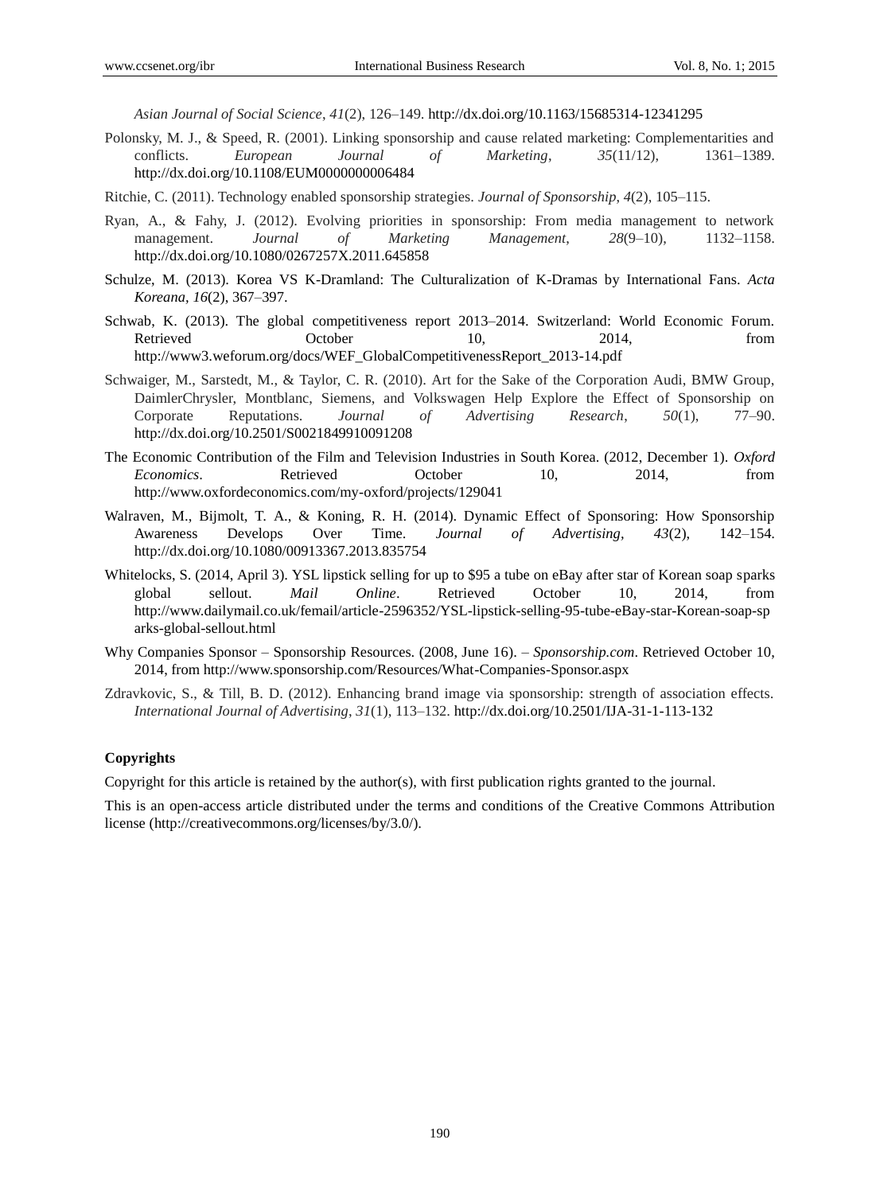*Asian Journal of Social Science*, *41*(2), 126–149. http://dx.doi.org/10.1163/15685314-12341295

Polonsky, M. J., & Speed, R. (2001). Linking sponsorship and cause related marketing: Complementarities and conflicts. *European Journal of Marketing*, *35*(11/12), 1361–1389. http://dx.doi.org/10.1108/EUM0000000006484

Ritchie, C. (2011). Technology enabled sponsorship strategies. *Journal of Sponsorship*, *4*(2), 105–115.

Ryan, A., & Fahy, J. (2012). Evolving priorities in sponsorship: From media management to network management. *Journal of Marketing Management*, *28*(9–10), 1132–1158. http://dx.doi.org/10.1080/0267257X.2011.645858

Schulze, M. (2013). Korea VS K-Dramland: The Culturalization of K-Dramas by International Fans. *Acta Koreana*, *16*(2), 367–397.

Schwab, K. (2013). The global competitiveness report 2013–2014. Switzerland: World Economic Forum. Retrieved October 10, 2014, from http://www3.weforum.org/docs/WEF_GlobalCompetitivenessReport_2013-14.pdf

Schwaiger, M., Sarstedt, M., & Taylor, C. R. (2010). Art for the Sake of the Corporation Audi, BMW Group, DaimlerChrysler, Montblanc, Siemens, and Volkswagen Help Explore the Effect of Sponsorship on Corporate Reputations. *Journal of Advertising Research*, *50*(1), 77–90. http://dx.doi.org/10.2501/S0021849910091208

The Economic Contribution of the Film and Television Industries in South Korea. (2012, December 1). *Oxford Economics*. Retrieved October 10, 2014, from http://www.oxfordeconomics.com/my-oxford/projects/129041

Walraven, M., Bijmolt, T. A., & Koning, R. H. (2014). Dynamic Effect of Sponsoring: How Sponsorship Awareness Develops Over Time. *Journal of Advertising*, *43*(2), 142–154. http://dx.doi.org/10.1080/00913367.2013.835754

Whitelocks, S. (2014, April 3). YSL lipstick selling for up to $95 a tube on eBay after star of Korean soap sparks global sellout. *Mail Online*. Retrieved October 10, 2014, from http://www.dailymail.co.uk/femail/article-2596352/YSL-lipstick-selling-95-tube-eBay-star-Korean-soap-sparks-global-sellout.html

Why Companies Sponsor – Sponsorship Resources. (2008, June 16). – *Sponsorship.com*. Retrieved October 10, 2014, from http://www.sponsorship.com/Resources/What-Companies-Sponsor.aspx

Zdravkovic, S., & Till, B. D. (2012). Enhancing brand image via sponsorship: strength of association effects. *International Journal of Advertising*, *31*(1), 113–132. http://dx.doi.org/10.2501/IJA-31-1-113-132

## Copyrights

Copyright for this article is retained by the author(s), with first publication rights granted to the journal.

This is an open-access article distributed under the terms and conditions of the Creative Commons Attribution license (http://creativecommons.org/licenses/by/3.0/).